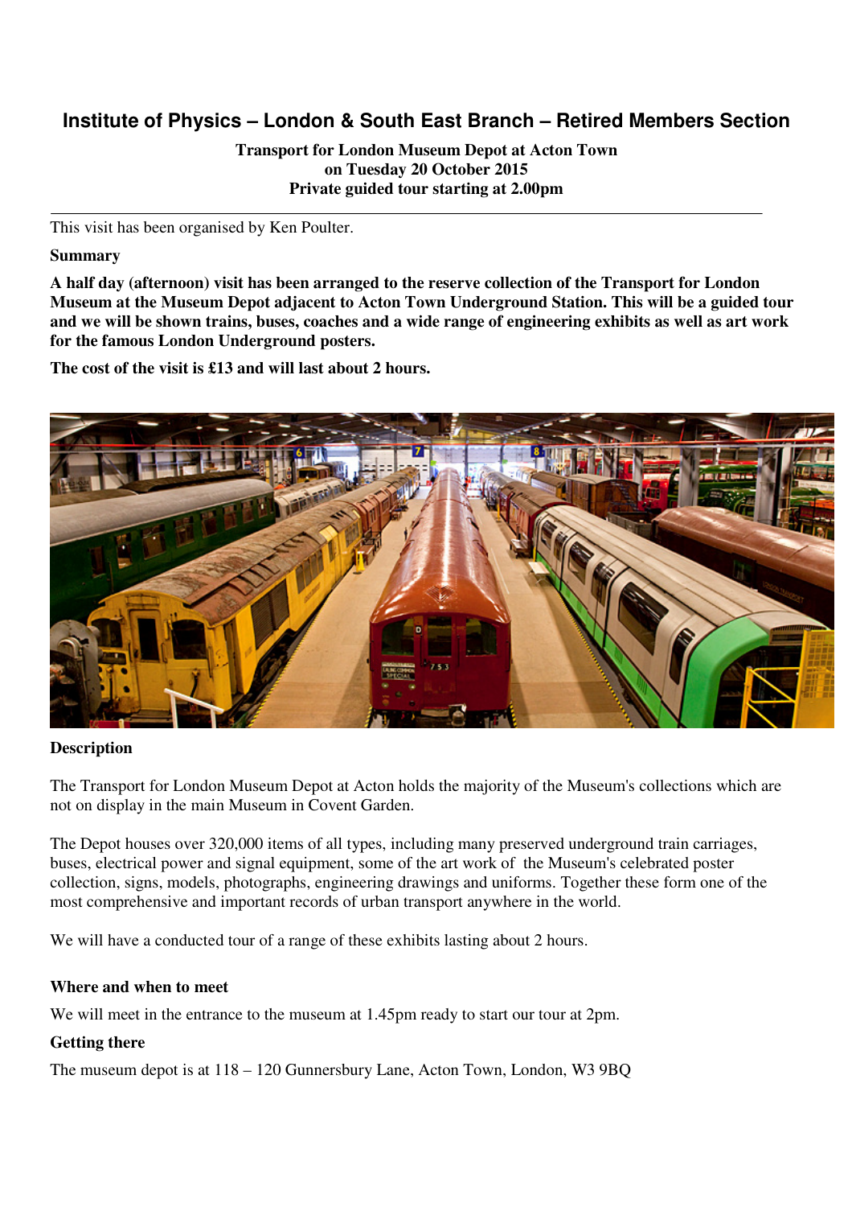# Institute of Physics – London & South East Branch – Retired Members Section

**Transport for London Museum Depot at Acton Town**
**on Tuesday 20 October 2015**
**Private guided tour starting at 2.00pm**

---

This visit has been organised by Ken Poulter.

**Summary**

**A half day (afternoon) visit has been arranged to the reserve collection of the Transport for London Museum at the Museum Depot adjacent to Acton Town Underground Station. This will be a guided tour and we will be shown trains, buses, coaches and a wide range of engineering exhibits as well as art work for the famous London Underground posters.**

**The cost of the visit is £13 and will last about 2 hours.**

**Description**

The Transport for London Museum Depot at Acton holds the majority of the Museum's collections which are not on display in the main Museum in Covent Garden.

The Depot houses over 320,000 items of all types, including many preserved underground train carriages, buses, electrical power and signal equipment, some of the art work of the Museum's celebrated poster collection, signs, models, photographs, engineering drawings and uniforms. Together these form one of the most comprehensive and important records of urban transport anywhere in the world.

We will have a conducted tour of a range of these exhibits lasting about 2 hours.

**Where and when to meet**

We will meet in the entrance to the museum at 1.45pm ready to start our tour at 2pm.

**Getting there**

The museum depot is at 118 – 120 Gunnersbury Lane, Acton Town, London, W3 9BQ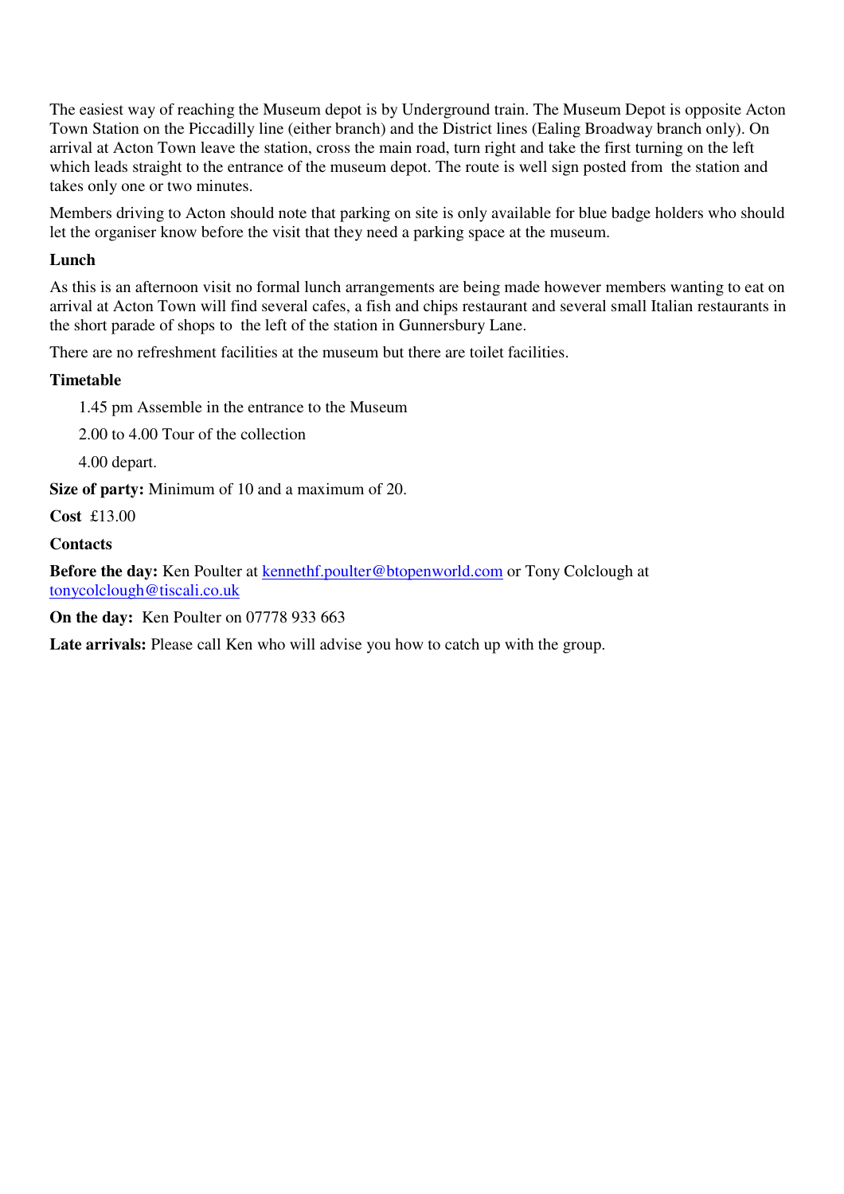The easiest way of reaching the Museum depot is by Underground train. The Museum Depot is opposite Acton Town Station on the Piccadilly line (either branch) and the District lines (Ealing Broadway branch only). On arrival at Acton Town leave the station, cross the main road, turn right and take the first turning on the left which leads straight to the entrance of the museum depot. The route is well sign posted from the station and takes only one or two minutes.

Members driving to Acton should note that parking on site is only available for blue badge holders who should let the organiser know before the visit that they need a parking space at the museum.

**Lunch**

As this is an afternoon visit no formal lunch arrangements are being made however members wanting to eat on arrival at Acton Town will find several cafes, a fish and chips restaurant and several small Italian restaurants in the short parade of shops to the left of the station in Gunnersbury Lane.

There are no refreshment facilities at the museum but there are toilet facilities.

**Timetable**

1.45 pm Assemble in the entrance to the Museum

2.00 to 4.00 Tour of the collection

4.00 depart.

**Size of party:** Minimum of 10 and a maximum of 20.

**Cost** £13.00

**Contacts**

**Before the day:** Ken Poulter at kennethf.poulter@btopenworld.com or Tony Colclough at tonycolclough@tiscali.co.uk

**On the day:** Ken Poulter on 07778 933 663

**Late arrivals:** Please call Ken who will advise you how to catch up with the group.